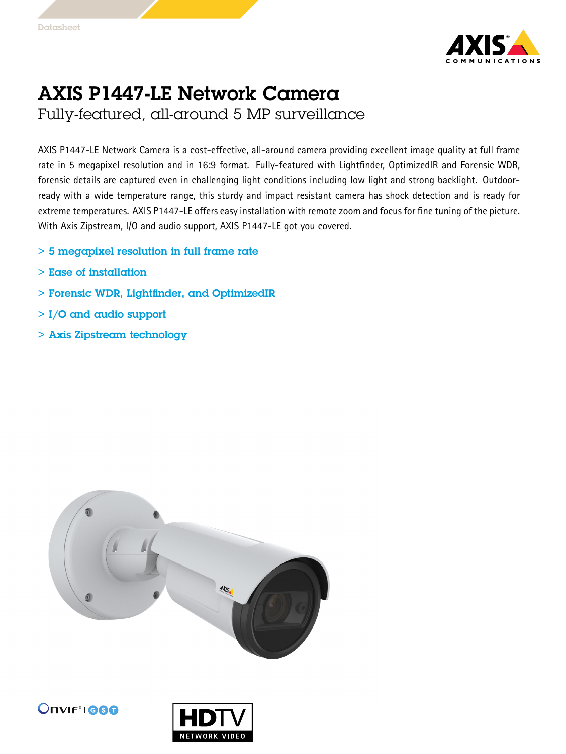Datasheet

# AXIS P1447-LE Network Camera

## Fully-featured, all-around 5 MP surveillance

AXIS P1447-LE Network Camera is a cost-effective, all-around camera providing excellent image quality at full frame rate in 5 megapixel resolution and in 16:9 format. Fully-featured with Lightfinder, OptimizedIR and Forensic WDR, forensic details are captured even in challenging light conditions including low light and strong backlight. Outdoor-ready with a wide temperature range, this sturdy and impact resistant camera has shock detection and is ready for extreme temperatures. AXIS P1447-LE offers easy installation with remote zoom and focus for fine tuning of the picture. With Axis Zipstream, I/O and audio support, AXIS P1447-LE got you covered.

- > 5 megapixel resolution in full frame rate
- > Ease of installation
- > Forensic WDR, Lightfinder, and OptimizedIR
- > I/O and audio support
- > Axis Zipstream technology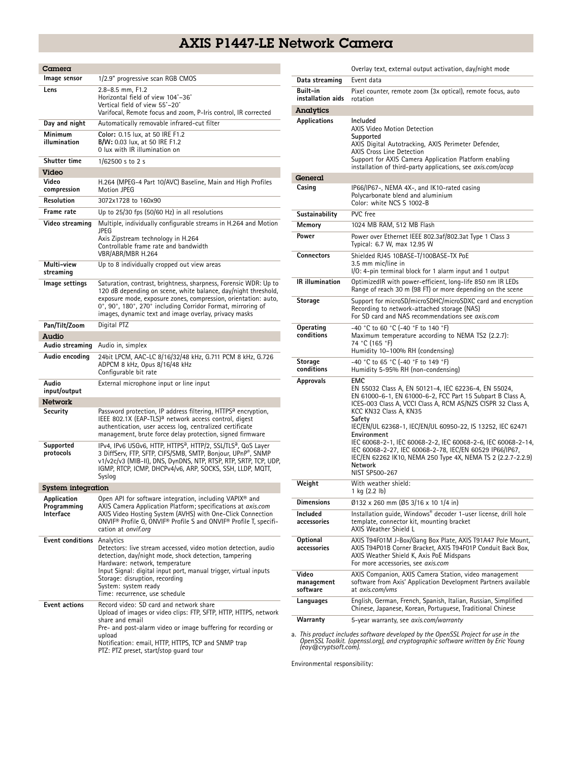# AXIS P1447-LE Network Camera

| Camera | |
|---|---|
| **Image sensor** | 1/2.9" progressive scan RGB CMOS |
| **Lens** | 2.8–8.5 mm, F1.2<br>Horizontal field of view 104°–36°<br>Vertical field of view 55°–20°<br>Varifocal, Remote focus and zoom, P-Iris control, IR corrected |
| **Day and night** | Automatically removable infrared-cut filter |
| **Minimum illumination** | **Color:** 0.15 lux, at 50 IRE F1.2<br>**B/W:** 0.03 lux, at 50 IRE F1.2<br>0 lux with IR illumination on |
| **Shutter time** | 1/62500 s to 2 s |

| Video | |
|---|---|
| **Video compression** | H.264 (MPEG-4 Part 10/AVC) Baseline, Main and High Profiles<br>Motion JPEG |
| **Resolution** | 3072x1728 to 160x90 |
| **Frame rate** | Up to 25/30 fps (50/60 Hz) in all resolutions |
| **Video streaming** | Multiple, individually configurable streams in H.264 and Motion JPEG<br>Axis Zipstream technology in H.264<br>Controllable frame rate and bandwidth<br>VBR/ABR/MBR H.264 |
| **Multi-view streaming** | Up to 8 individually cropped out view areas |
| **Image settings** | Saturation, contrast, brightness, sharpness, Forensic WDR: Up to 120 dB depending on scene, white balance, day/night threshold, exposure mode, exposure zones, compression, orientation: auto, 0°, 90°, 180°, 270° including Corridor Format, mirroring of images, dynamic text and image overlay, privacy masks |
| **Pan/Tilt/Zoom** | Digital PTZ |

| Audio | |
|---|---|
| **Audio streaming** | Audio in, simplex |
| **Audio encoding** | 24bit LPCM, AAC-LC 8/16/32/48 kHz, G.711 PCM 8 kHz, G.726 ADPCM 8 kHz, Opus 8/16/48 kHz<br>Configurable bit rate |
| **Audio input/output** | External microphone input or line input |

| Network | |
|---|---|
| **Security** | Password protection, IP address filtering, HTTPS[a] encryption, IEEE 802.1X (EAP-TLS)[a] network access control, digest authentication, user access log, centralized certificate management, brute force delay protection, signed firmware |
| **Supported protocols** | IPv4, IPv6 USGv6, HTTP, HTTPS[a], HTTP/2, SSL/TLS[a], QoS Layer 3 DiffServ, FTP, SFTP, CIFS/SMB, SMTP, Bonjour, UPnP®, SNMP v1/v2c/v3 (MIB-II), DNS, DynDNS, NTP, RTSP, RTP, SRTP, TCP, UDP, IGMP, RTCP, ICMP, DHCPv4/v6, ARP, SOCKS, SSH, LLDP, MQTT, Syslog |

| System integration | |
|---|---|
| **Application Programming Interface** | Open API for software integration, including VAPIX® and AXIS Camera Application Platform; specifications at *axis.com*<br>AXIS Video Hosting System (AVHS) with One-Click Connection<br>ONVIF® Profile G, ONVIF® Profile S and ONVIF® Profile T, specification at *onvif.org* |
| **Event conditions** | Analytics<br>Detectors: live stream accessed, video motion detection, audio detection, day/night mode, shock detection, tampering<br>Hardware: network, temperature<br>Input Signal: digital input port, manual trigger, virtual inputs<br>Storage: disruption, recording<br>System: system ready<br>Time: recurrence, use schedule |
| **Event actions** | Record video: SD card and network share<br>Upload of images or video clips: FTP, SFTP, HTTP, HTTPS, network share and email<br>Pre- and post-alarm video or image buffering for recording or upload<br>Notification: email, HTTP, HTTPS, TCP and SNMP trap<br>PTZ: PTZ preset, start/stop guard tour<br>Overlay text, external output activation, day/night mode |
| **Data streaming** | Event data |
| **Built-in installation aids** | Pixel counter, remote zoom (3x optical), remote focus, auto rotation |

| Analytics | |
|---|---|
| **Applications** | **Included**<br>AXIS Video Motion Detection<br>**Supported**<br>AXIS Digital Autotracking, AXIS Perimeter Defender, AXIS Cross Line Detection<br>Support for AXIS Camera Application Platform enabling installation of third-party applications, see *axis.com/acap* |

| General | |
|---|---|
| **Casing** | IP66/IP67-, NEMA 4X-, and IK10-rated casing<br>Polycarbonate blend and aluminium<br>Color: white NCS S 1002-B |
| **Sustainability** | PVC free |
| **Memory** | 1024 MB RAM, 512 MB Flash |
| **Power** | Power over Ethernet IEEE 802.3af/802.3at Type 1 Class 3<br>Typical: 6.7 W, max 12.95 W |
| **Connectors** | Shielded RJ45 10BASE-T/100BASE-TX PoE<br>3.5 mm mic/line in<br>I/O: 4-pin terminal block for 1 alarm input and 1 output |
| **IR illumination** | OptimizedIR with power-efficient, long-life 850 nm IR LEDs<br>Range of reach 30 m (98 FT) or more depending on the scene |
| **Storage** | Support for microSD/microSDHC/microSDXC card and encryption<br>Recording to network-attached storage (NAS)<br>For SD card and NAS recommendations see *axis.com* |
| **Operating conditions** | -40 °C to 60 °C (-40 °F to 140 °F)<br>Maximum temperature according to NEMA TS2 (2.2.7): 74 °C (165 °F)<br>Humidity 10–100% RH (condensing) |
| **Storage conditions** | -40 °C to 65 °C (-40 °F to 149 °F)<br>Humidity 5-95% RH (non-condensing) |
| **Approvals** | **EMC**<br>EN 55032 Class A, EN 50121-4, IEC 62236-4, EN 55024, EN 61000-6-1, EN 61000-6-2, FCC Part 15 Subpart B Class A, ICES-003 Class A, VCCI Class A, RCM AS/NZS CISPR 32 Class A, KCC KN32 Class A, KN35<br>**Safety**<br>IEC/EN/UL 62368-1, IEC/EN/UL 60950-22, IS 13252, IEC 62471<br>**Environment**<br>IEC 60068-2-1, IEC 60068-2-2, IEC 60068-2-6, IEC 60068-2-14, IEC 60068-2-27, IEC 60068-2-78, IEC/EN 60529 IP66/IP67, IEC/EN 62262 IK10, NEMA 250 Type 4X, NEMA TS 2 (2.2.7-2.2.9)<br>**Network**<br>NIST SP500-267 |
| **Weight** | With weather shield:<br>1 kg (2.2 lb) |
| **Dimensions** | Ø132 x 260 mm (Ø5 3/16 x 10 1/4 in) |
| **Included accessories** | Installation guide, Windows® decoder 1-user license, drill hole template, connector kit, mounting bracket<br>AXIS Weather Shield L |
| **Optional accessories** | AXIS T94F01M J-Box/Gang Box Plate, AXIS T91A47 Pole Mount, AXIS T94P01B Corner Bracket, AXIS T94F01P Conduit Back Box, AXIS Weather Shield K, Axis PoE Midspans<br>For more accessories, see *axis.com* |
| **Video management software** | AXIS Companion, AXIS Camera Station, video management software from Axis' Application Development Partners available at *axis.com/vms* |
| **Languages** | English, German, French, Spanish, Italian, Russian, Simplified Chinese, Japanese, Korean, Portuguese, Traditional Chinese |
| **Warranty** | 5-year warranty, see *axis.com/warranty* |

a. *This product includes software developed by the OpenSSL Project for use in the OpenSSL Toolkit. (openssl.org), and cryptographic software written by Eric Young (eay@cryptsoft.com).*

Environmental responsibility: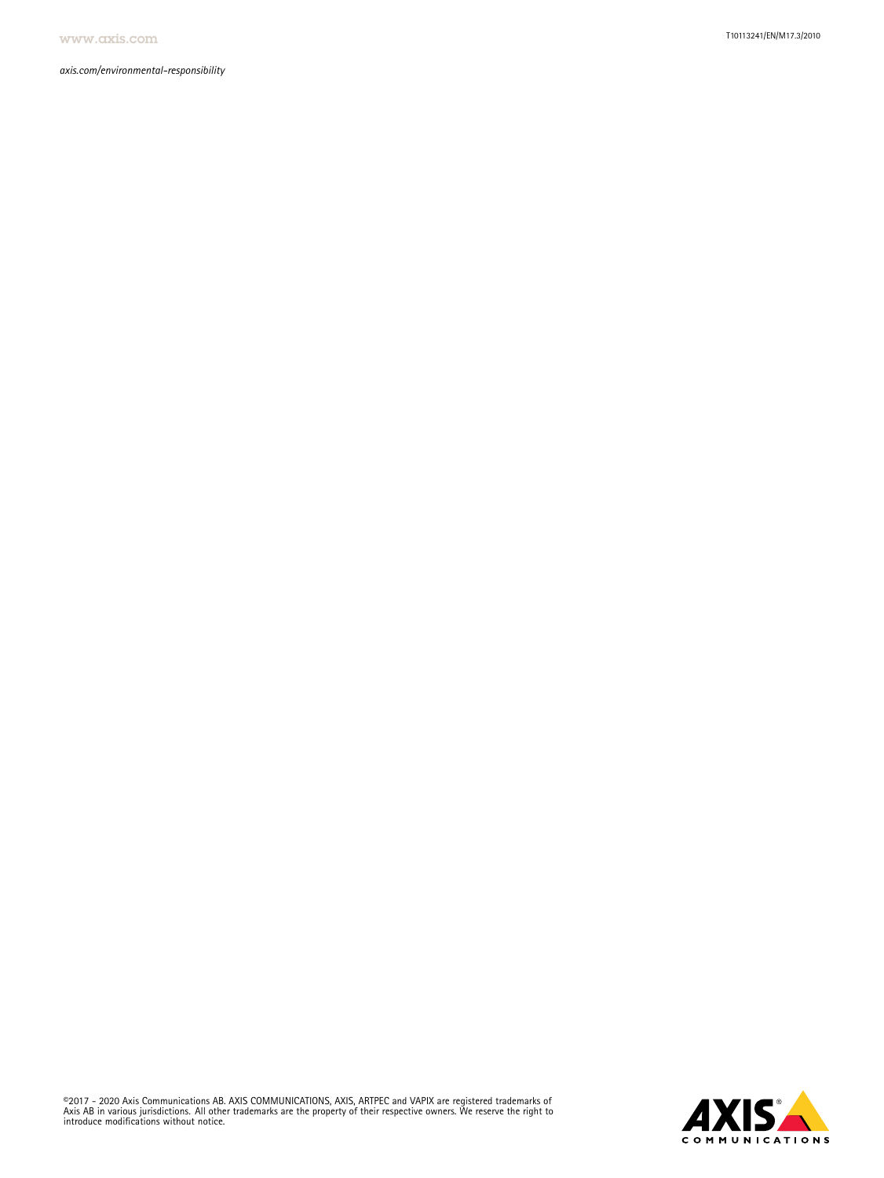*axis.com/environmental-responsibility*

©2017 - 2020 Axis Communications AB. AXIS COMMUNICATIONS, AXIS, ARTPEC and VAPIX are registered trademarks of Axis AB in various jurisdictions. All other trademarks are the property of their respective owners. We reserve the right to introduce modifications without notice.